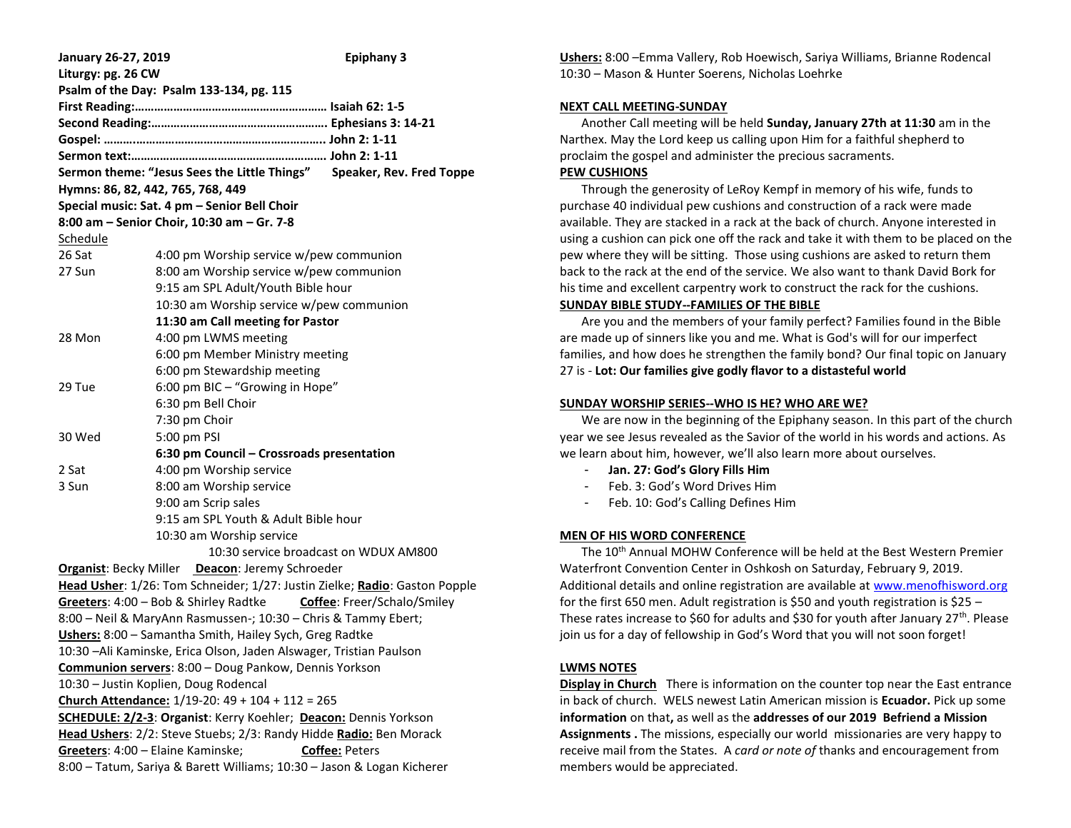**January 26-27, 2019** **Epiphany 3**

**Liturgy: pg. 26 CW**

**Psalm of the Day: Psalm 133-134, pg. 115**

**First Reading:…………………………………………………… Isaiah 62: 1-5**

**Second Reading:……………………………………………… Ephesians 3: 14-21**

**Gospel: ……..………………………………………………….. John 2: 1-11**

**Sermon text:…………………………………………………… John 2: 1-11**

**Sermon theme: "Jesus Sees the Little Things"** **Speaker, Rev. Fred Toppe**

**Hymns: 86, 82, 442, 765, 768, 449**

**Special music: Sat. 4 pm – Senior Bell Choir**

**8:00 am – Senior Choir, 10:30 am – Gr. 7-8**

Schedule

| | |
|---|---|
| 26 Sat | 4:00 pm Worship service w/pew communion |
| 27 Sun | 8:00 am Worship service w/pew communion |
| | 9:15 am SPL Adult/Youth Bible hour |
| | 10:30 am Worship service w/pew communion |
| | **11:30 am Call meeting for Pastor** |
| 28 Mon | 4:00 pm LWMS meeting |
| | 6:00 pm Member Ministry meeting |
| | 6:00 pm Stewardship meeting |
| 29 Tue | 6:00 pm BIC – "Growing in Hope" |
| | 6:30 pm Bell Choir |
| | 7:30 pm Choir |
| 30 Wed | 5:00 pm PSI |
| | **6:30 pm Council – Crossroads presentation** |
| 2 Sat | 4:00 pm Worship service |
| 3 Sun | 8:00 am Worship service |
| | 9:00 am Scrip sales |
| | 9:15 am SPL Youth & Adult Bible hour |
| | 10:30 am Worship service |
| | 10:30 service broadcast on WDUX AM800 |

**Organist**: Becky Miller **Deacon**: Jeremy Schroeder

**Head Usher**: 1/26: Tom Schneider; 1/27: Justin Zielke; **Radio**: Gaston Popple

**Greeters**: 4:00 – Bob & Shirley Radtke **Coffee**: Freer/Schalo/Smiley

8:00 – Neil & MaryAnn Rasmussen-; 10:30 – Chris & Tammy Ebert;

**Ushers:** 8:00 – Samantha Smith, Hailey Sych, Greg Radtke

10:30 –Ali Kaminske, Erica Olson, Jaden Alswager, Tristian Paulson

**Communion servers**: 8:00 – Doug Pankow, Dennis Yorkson

10:30 – Justin Koplien, Doug Rodencal

**Church Attendance:** 1/19-20: 49 + 104 + 112 = 265

**SCHEDULE: 2/2-3**: **Organist**: Kerry Koehler; **Deacon:** Dennis Yorkson

**Head Ushers**: 2/2: Steve Stuebs; 2/3: Randy Hidde **Radio:** Ben Morack

**Greeters**: 4:00 – Elaine Kaminske; **Coffee:** Peters

8:00 – Tatum, Sariya & Barett Williams; 10:30 – Jason & Logan Kicherer

**Ushers:** 8:00 –Emma Vallery, Rob Hoewisch, Sariya Williams, Brianne Rodencal

10:30 – Mason & Hunter Soerens, Nicholas Loehrke

## NEXT CALL MEETING-SUNDAY

Another Call meeting will be held **Sunday, January 27th at 11:30** am in the Narthex. May the Lord keep us calling upon Him for a faithful shepherd to proclaim the gospel and administer the precious sacraments.

## PEW CUSHIONS

Through the generosity of LeRoy Kempf in memory of his wife, funds to purchase 40 individual pew cushions and construction of a rack were made available. They are stacked in a rack at the back of church. Anyone interested in using a cushion can pick one off the rack and take it with them to be placed on the pew where they will be sitting. Those using cushions are asked to return them back to the rack at the end of the service. We also want to thank David Bork for his time and excellent carpentry work to construct the rack for the cushions.

## SUNDAY BIBLE STUDY--FAMILIES OF THE BIBLE

Are you and the members of your family perfect? Families found in the Bible are made up of sinners like you and me. What is God's will for our imperfect families, and how does he strengthen the family bond? Our final topic on January 27 is - **Lot: Our families give godly flavor to a distasteful world**

## SUNDAY WORSHIP SERIES--WHO IS HE? WHO ARE WE?

We are now in the beginning of the Epiphany season. In this part of the church year we see Jesus revealed as the Savior of the world in his words and actions. As we learn about him, however, we'll also learn more about ourselves.

- **Jan. 27: God's Glory Fills Him**
- Feb. 3: God's Word Drives Him
- Feb. 10: God's Calling Defines Him

## MEN OF HIS WORD CONFERENCE

The 10th Annual MOHW Conference will be held at the Best Western Premier Waterfront Convention Center in Oshkosh on Saturday, February 9, 2019. Additional details and online registration are available at www.menofhisword.org for the first 650 men. Adult registration is $50 and youth registration is $25 – These rates increase to $60 for adults and $30 for youth after January 27th. Please join us for a day of fellowship in God's Word that you will not soon forget!

## LWMS NOTES

**Display in Church** There is information on the counter top near the East entrance in back of church. WELS newest Latin American mission is **Ecuador.** Pick up some **information** on that**,** as well as the **addresses of our 2019 Befriend a Mission Assignments .** The missions, especially our world missionaries are very happy to receive mail from the States. A *card or note of* thanks and encouragement from members would be appreciated.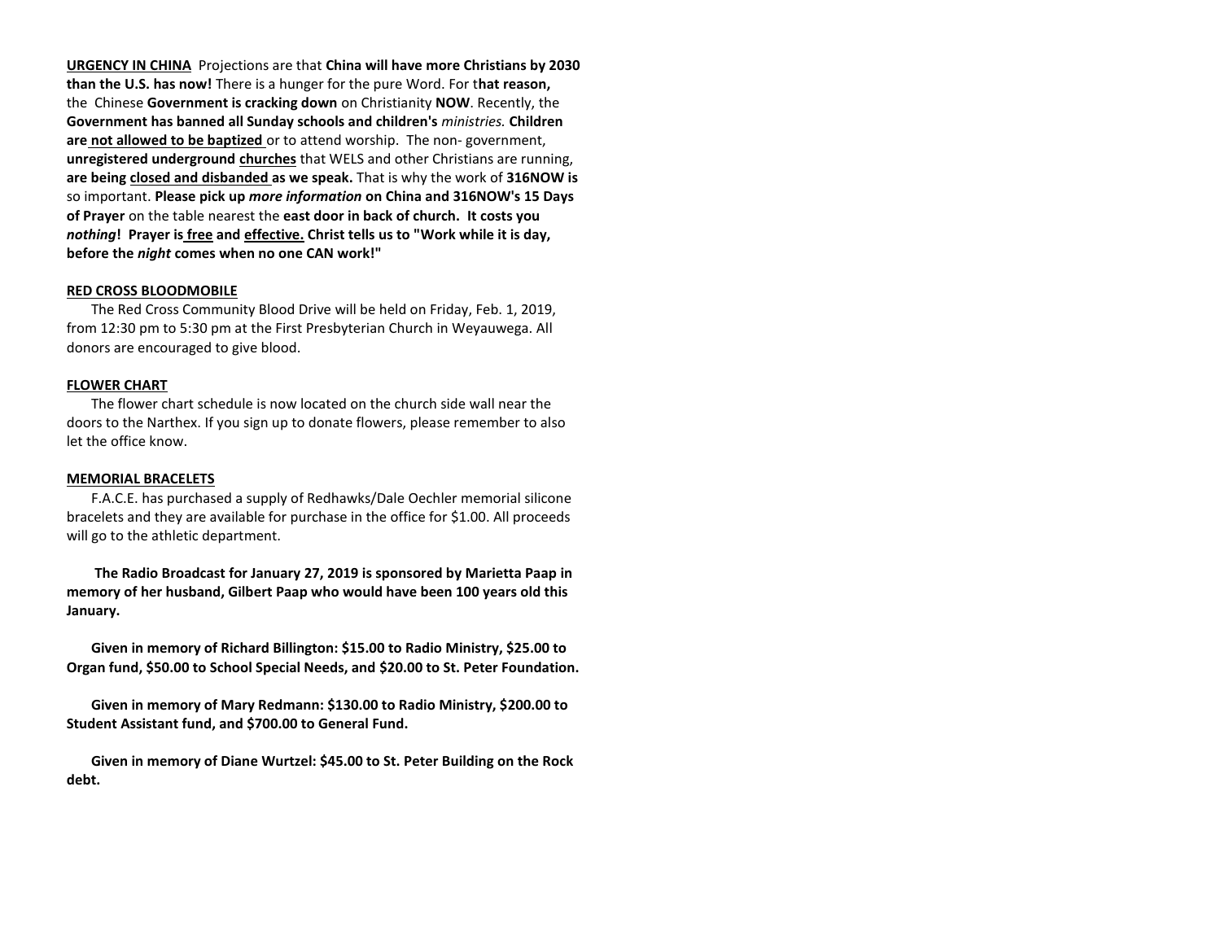**URGENCY IN CHINA** Projections are that **China will have more Christians by 2030 than the U.S. has now!** There is a hunger for the pure Word. For t**hat reason,** the Chinese **Government is cracking down** on Christianity **NOW**. Recently, the **Government has banned all Sunday schools and children's** *ministries.* **Children are not allowed to be baptized** or to attend worship. The non- government, **unregistered underground churches** that WELS and other Christians are running, **are being closed and disbanded as we speak.** That is why the work of **316NOW is** so important. **Please pick up** ***more information*** **on China and 316NOW's 15 Days of Prayer** on the table nearest the **east door in back of church. It costs you** ***nothing*****! Prayer is free and effective. Christ tells us to "Work while it is day, before the** ***night*** **comes when no one CAN work!"**

**RED CROSS BLOODMOBILE**

The Red Cross Community Blood Drive will be held on Friday, Feb. 1, 2019, from 12:30 pm to 5:30 pm at the First Presbyterian Church in Weyauwega. All donors are encouraged to give blood.

**FLOWER CHART**

The flower chart schedule is now located on the church side wall near the doors to the Narthex. If you sign up to donate flowers, please remember to also let the office know.

**MEMORIAL BRACELETS**

F.A.C.E. has purchased a supply of Redhawks/Dale Oechler memorial silicone bracelets and they are available for purchase in the office for $1.00. All proceeds will go to the athletic department.

**The Radio Broadcast for January 27, 2019 is sponsored by Marietta Paap in memory of her husband, Gilbert Paap who would have been 100 years old this January.**

**Given in memory of Richard Billington: $15.00 to Radio Ministry, $25.00 to Organ fund, $50.00 to School Special Needs, and $20.00 to St. Peter Foundation.**

**Given in memory of Mary Redmann: $130.00 to Radio Ministry, $200.00 to Student Assistant fund, and $700.00 to General Fund.**

**Given in memory of Diane Wurtzel: $45.00 to St. Peter Building on the Rock debt.**